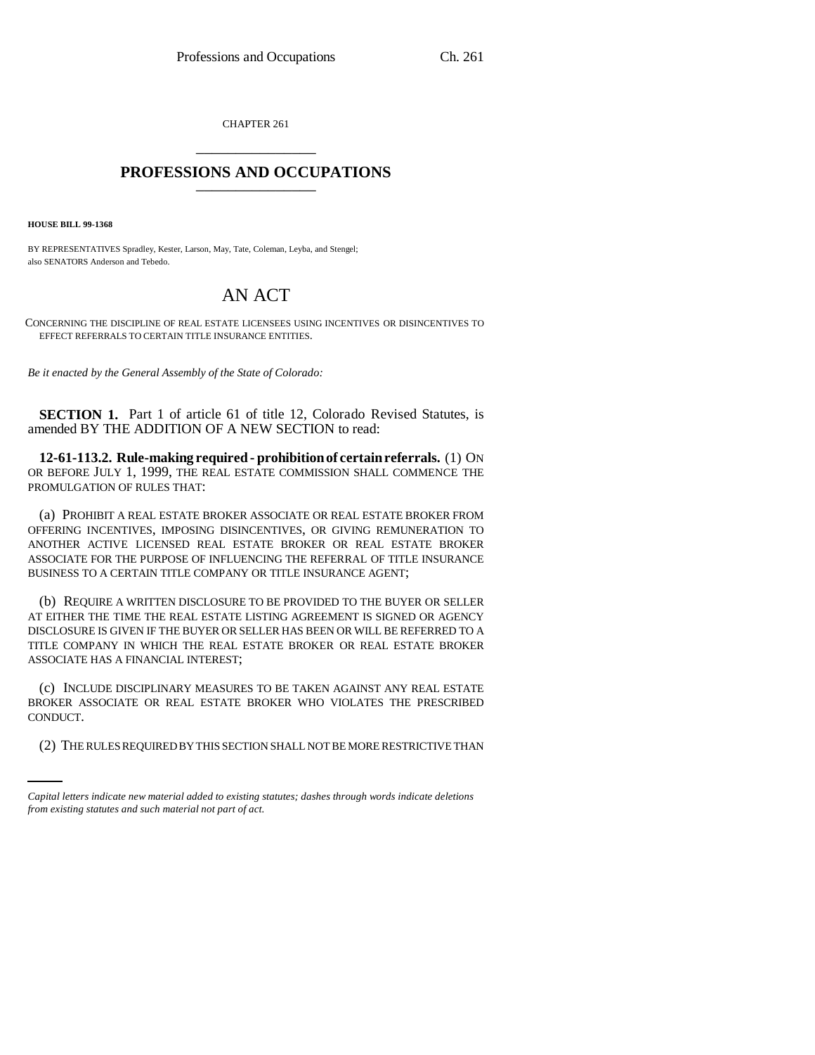CHAPTER 261

# PROFESSIONS AND OCCUPATIONS

**HOUSE BILL 99-1368**

BY REPRESENTATIVES Spradley, Kester, Larson, May, Tate, Coleman, Leyba, and Stengel;
also SENATORS Anderson and Tebedo.

# AN ACT

CONCERNING THE DISCIPLINE OF REAL ESTATE LICENSEES USING INCENTIVES OR DISINCENTIVES TO EFFECT REFERRALS TO CERTAIN TITLE INSURANCE ENTITIES.

*Be it enacted by the General Assembly of the State of Colorado:*

**SECTION 1.** Part 1 of article 61 of title 12, Colorado Revised Statutes, is amended BY THE ADDITION OF A NEW SECTION to read:

**12-61-113.2. Rule-making required - prohibition of certain referrals.** (1) ON OR BEFORE JULY 1, 1999, THE REAL ESTATE COMMISSION SHALL COMMENCE THE PROMULGATION OF RULES THAT:

(a) PROHIBIT A REAL ESTATE BROKER ASSOCIATE OR REAL ESTATE BROKER FROM OFFERING INCENTIVES, IMPOSING DISINCENTIVES, OR GIVING REMUNERATION TO ANOTHER ACTIVE LICENSED REAL ESTATE BROKER OR REAL ESTATE BROKER ASSOCIATE FOR THE PURPOSE OF INFLUENCING THE REFERRAL OF TITLE INSURANCE BUSINESS TO A CERTAIN TITLE COMPANY OR TITLE INSURANCE AGENT;

(b) REQUIRE A WRITTEN DISCLOSURE TO BE PROVIDED TO THE BUYER OR SELLER AT EITHER THE TIME THE REAL ESTATE LISTING AGREEMENT IS SIGNED OR AGENCY DISCLOSURE IS GIVEN IF THE BUYER OR SELLER HAS BEEN OR WILL BE REFERRED TO A TITLE COMPANY IN WHICH THE REAL ESTATE BROKER OR REAL ESTATE BROKER ASSOCIATE HAS A FINANCIAL INTEREST;

(c) INCLUDE DISCIPLINARY MEASURES TO BE TAKEN AGAINST ANY REAL ESTATE BROKER ASSOCIATE OR REAL ESTATE BROKER WHO VIOLATES THE PRESCRIBED CONDUCT.

(2) THE RULES REQUIRED BY THIS SECTION SHALL NOT BE MORE RESTRICTIVE THAN

*Capital letters indicate new material added to existing statutes; dashes through words indicate deletions from existing statutes and such material not part of act.*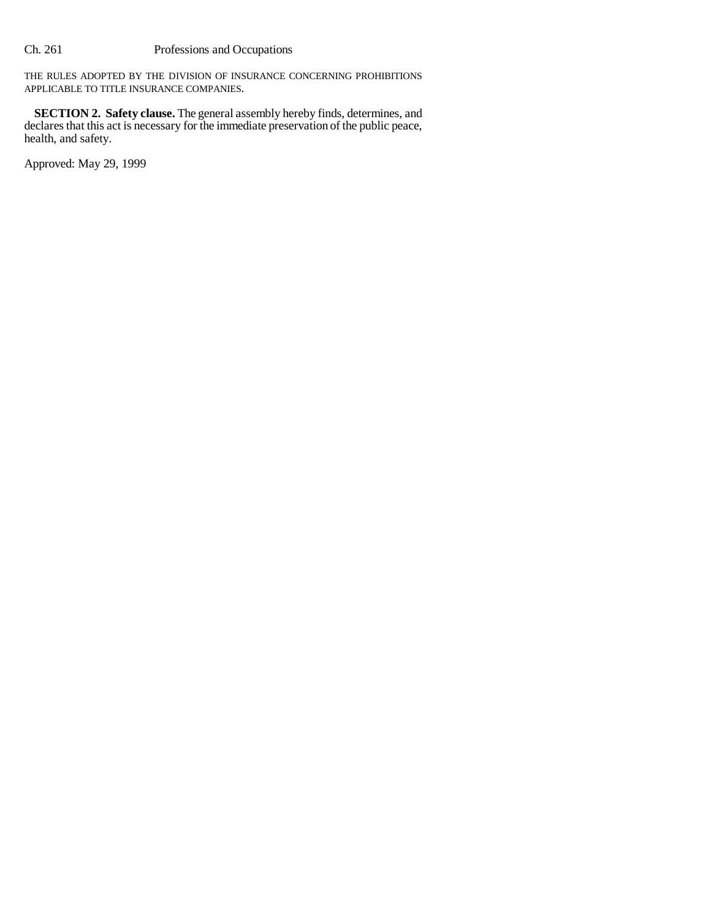THE RULES ADOPTED BY THE DIVISION OF INSURANCE CONCERNING PROHIBITIONS APPLICABLE TO TITLE INSURANCE COMPANIES.

**SECTION 2. Safety clause.** The general assembly hereby finds, determines, and declares that this act is necessary for the immediate preservation of the public peace, health, and safety.

Approved: May 29, 1999